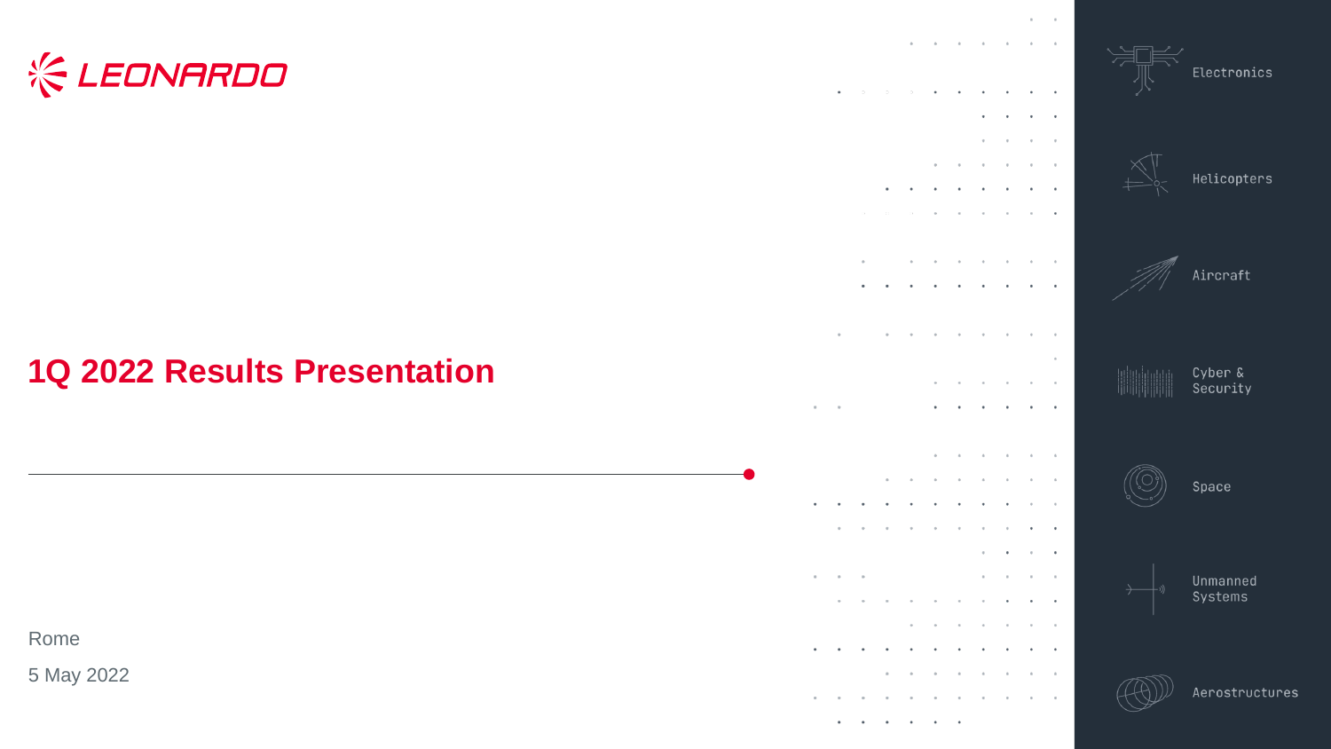LEONARDO

# 1Q 2022 Results Presentation

Rome

5 May 2022

Electronics

Helicopters

Aircraft

Cyber & Security

Space

Unmanned Systems

Aerostructures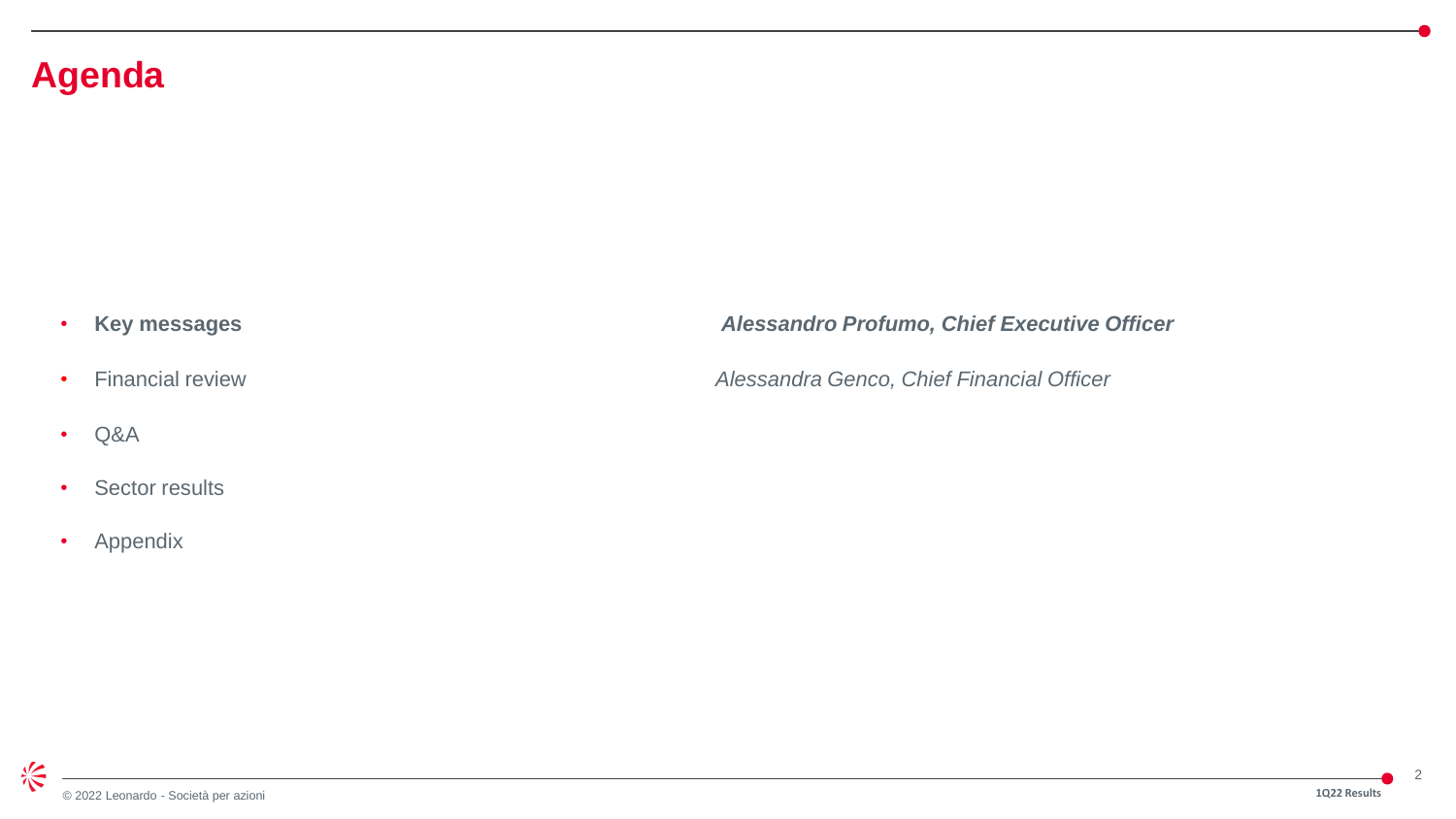# Agenda

- **Key messages** — ***Alessandro Profumo, Chief Executive Officer***
- Financial review — *Alessandra Genco, Chief Financial Officer*
- Q&A
- Sector results
- Appendix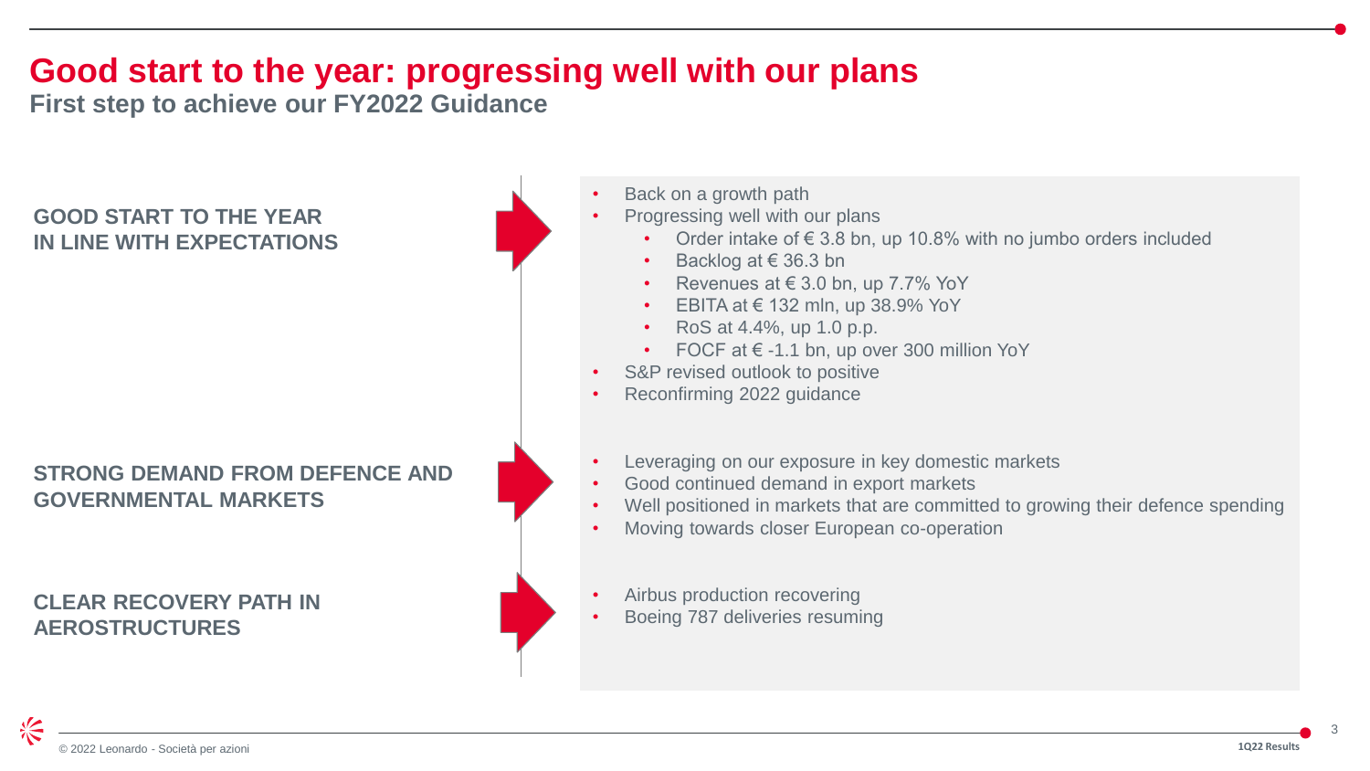# Good start to the year: progressing well with our plans

## First step to achieve our FY2022 Guidance

### GOOD START TO THE YEAR IN LINE WITH EXPECTATIONS

- Back on a growth path
- Progressing well with our plans
  - Order intake of € 3.8 bn, up 10.8% with no jumbo orders included
  - Backlog at € 36.3 bn
  - Revenues at € 3.0 bn, up 7.7% YoY
  - EBITA at € 132 mln, up 38.9% YoY
  - RoS at 4.4%, up 1.0 p.p.
  - FOCF at € -1.1 bn, up over 300 million YoY
- S&P revised outlook to positive
- Reconfirming 2022 guidance

### STRONG DEMAND FROM DEFENCE AND GOVERNMENTAL MARKETS

- Leveraging on our exposure in key domestic markets
- Good continued demand in export markets
- Well positioned in markets that are committed to growing their defence spending
- Moving towards closer European co-operation

### CLEAR RECOVERY PATH IN AEROSTRUCTURES

- Airbus production recovering
- Boeing 787 deliveries resuming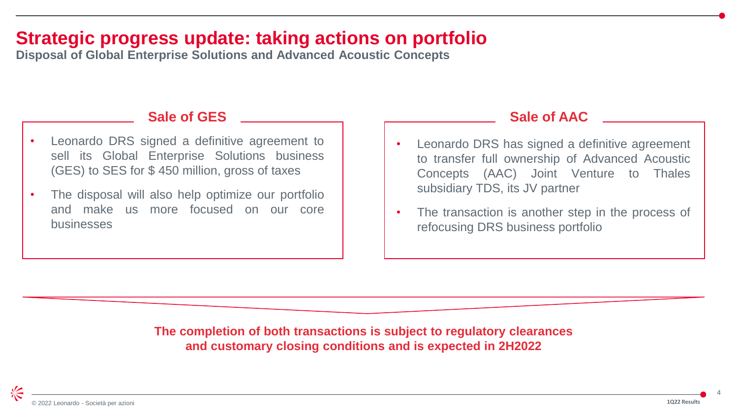# Strategic progress update: taking actions on portfolio

**Disposal of Global Enterprise Solutions and Advanced Acoustic Concepts**

## Sale of GES

- Leonardo DRS signed a definitive agreement to sell its Global Enterprise Solutions business (GES) to SES for $ 450 million, gross of taxes
- The disposal will also help optimize our portfolio and make us more focused on our core businesses

## Sale of AAC

- Leonardo DRS has signed a definitive agreement to transfer full ownership of Advanced Acoustic Concepts (AAC) Joint Venture to Thales subsidiary TDS, its JV partner
- The transaction is another step in the process of refocusing DRS business portfolio

**The completion of both transactions is subject to regulatory clearances and customary closing conditions and is expected in 2H2022**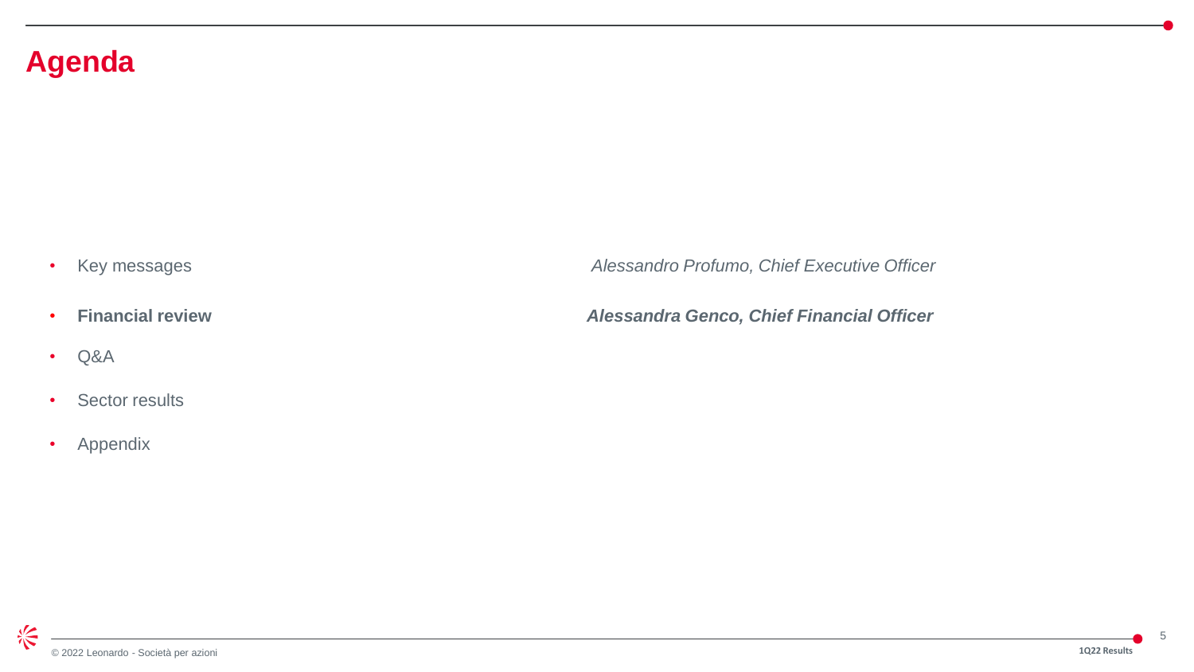# Agenda

- Key messages — *Alessandro Profumo, Chief Executive Officer*
- **Financial review** — ***Alessandra Genco, Chief Financial Officer***
- Q&A
- Sector results
- Appendix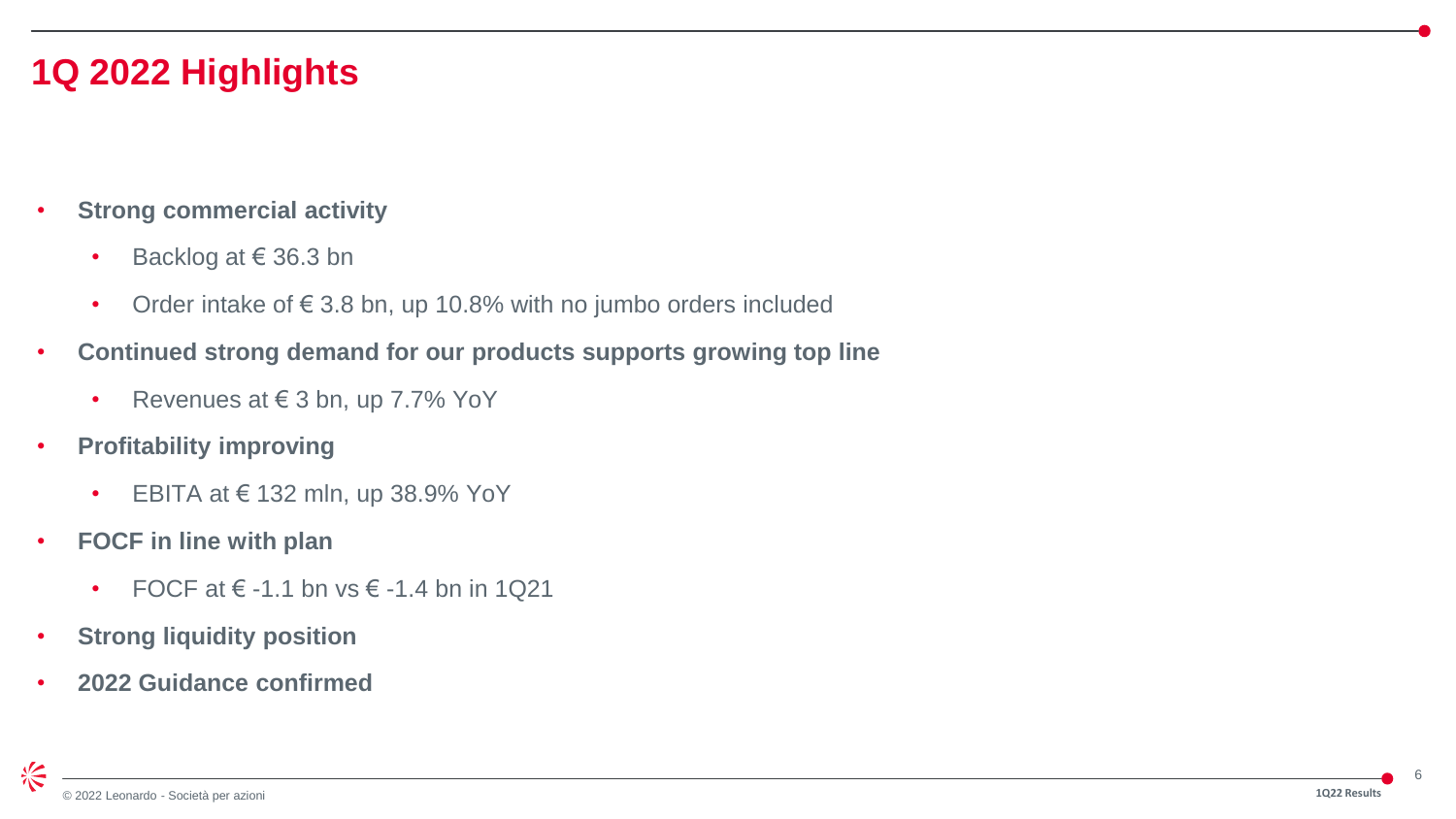# 1Q 2022 Highlights

- **Strong commercial activity**
  - Backlog at € 36.3 bn
  - Order intake of € 3.8 bn, up 10.8% with no jumbo orders included
- **Continued strong demand for our products supports growing top line**
  - Revenues at € 3 bn, up 7.7% YoY
- **Profitability improving**
  - EBITA at € 132 mln, up 38.9% YoY
- **FOCF in line with plan**
  - FOCF at € -1.1 bn vs € -1.4 bn in 1Q21
- **Strong liquidity position**
- **2022 Guidance confirmed**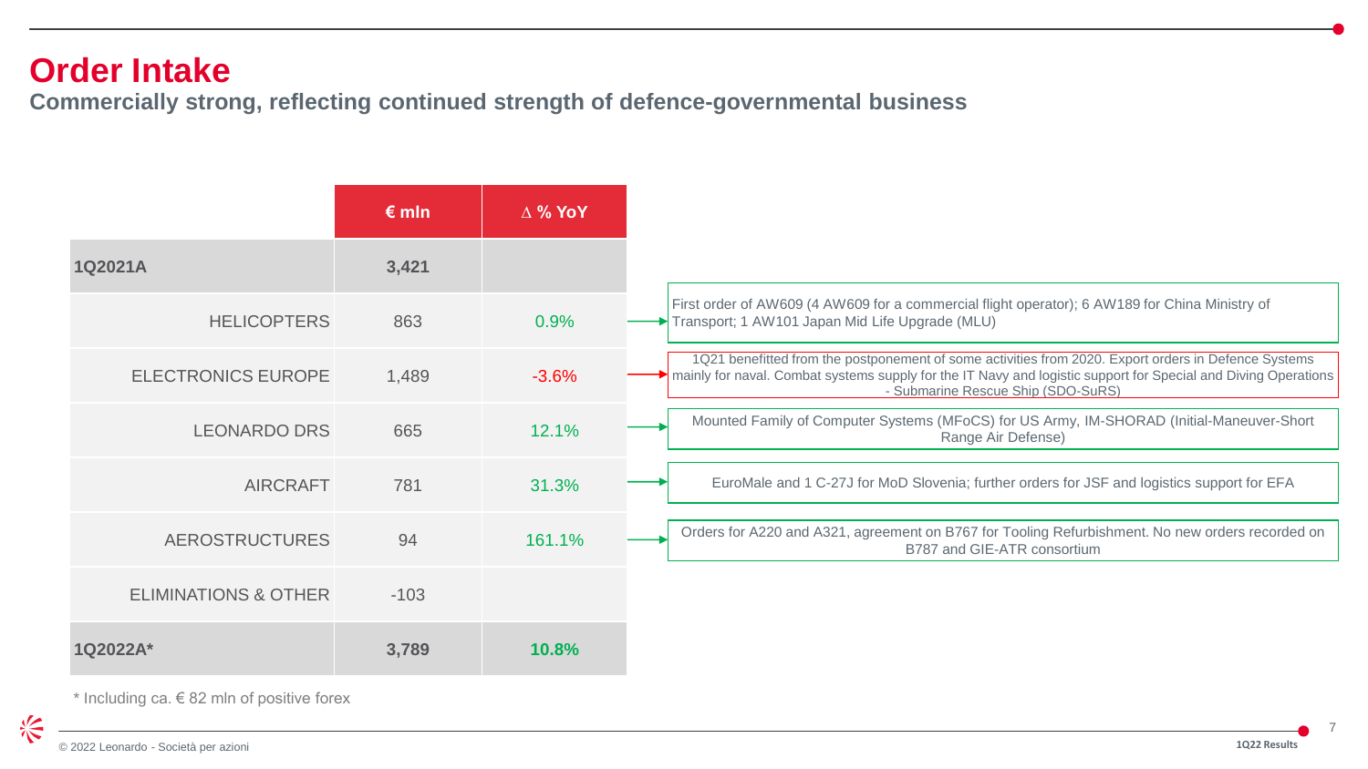# Order Intake

## Commercially strong, reflecting continued strength of defence-governmental business

| | € mln | ∆ % YoY | |
|---|---|---|---|
| **1Q2021A** | **3,421** | | |
| HELICOPTERS | 863 | 0.9% | First order of AW609 (4 AW609 for a commercial flight operator); 6 AW189 for China Ministry of Transport; 1 AW101 Japan Mid Life Upgrade (MLU) |
| ELECTRONICS EUROPE | 1,489 | -3.6% | 1Q21 benefitted from the postponement of some activities from 2020. Export orders in Defence Systems mainly for naval. Combat systems supply for the IT Navy and logistic support for Special and Diving Operations - Submarine Rescue Ship (SDO-SuRS) |
| LEONARDO DRS | 665 | 12.1% | Mounted Family of Computer Systems (MFoCS) for US Army, IM-SHORAD (Initial-Maneuver-Short Range Air Defense) |
| AIRCRAFT | 781 | 31.3% | EuroMale and 1 C-27J for MoD Slovenia; further orders for JSF and logistics support for EFA |
| AEROSTRUCTURES | 94 | 161.1% | Orders for A220 and A321, agreement on B767 for Tooling Refurbishment. No new orders recorded on B787 and GIE-ATR consortium |
| ELIMINATIONS & OTHER | -103 | | |
| **1Q2022A*** | **3,789** | **10.8%** | |

* Including ca. € 82 mln of positive forex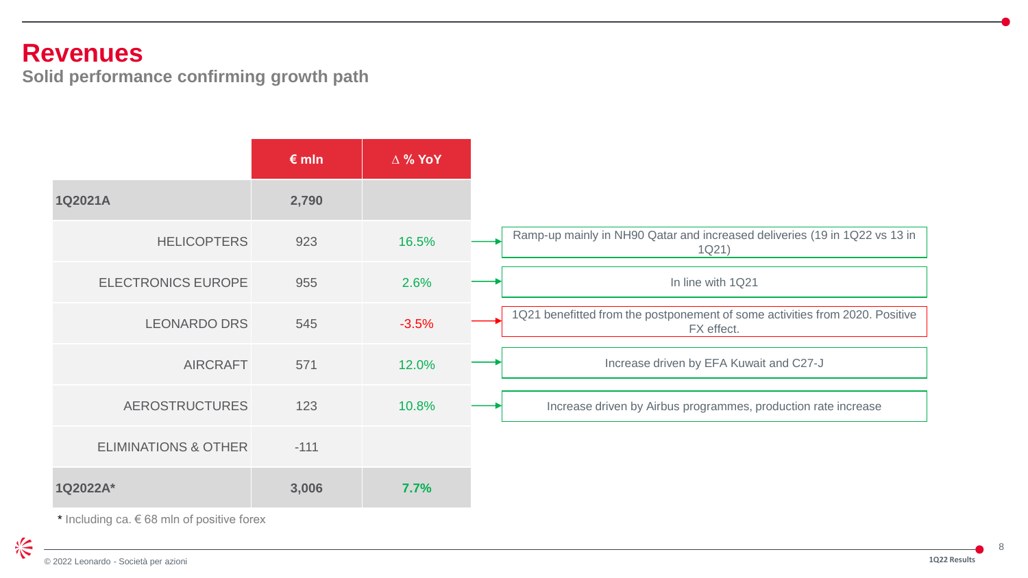# Revenues

## Solid performance confirming growth path

|  | € mln | ∆ % YoY | |
|---|---|---|---|
| **1Q2021A** | **2,790** | | |
| HELICOPTERS | 923 | 16.5% | Ramp-up mainly in NH90 Qatar and increased deliveries (19 in 1Q22 vs 13 in 1Q21) |
| ELECTRONICS EUROPE | 955 | 2.6% | In line with 1Q21 |
| LEONARDO DRS | 545 | -3.5% | 1Q21 benefitted from the postponement of some activities from 2020. Positive FX effect. |
| AIRCRAFT | 571 | 12.0% | Increase driven by EFA Kuwait and C27-J |
| AEROSTRUCTURES | 123 | 10.8% | Increase driven by Airbus programmes, production rate increase |
| ELIMINATIONS & OTHER | -111 | | |
| **1Q2022A*** | **3,006** | **7.7%** | |

* Including ca. € 68 mln of positive forex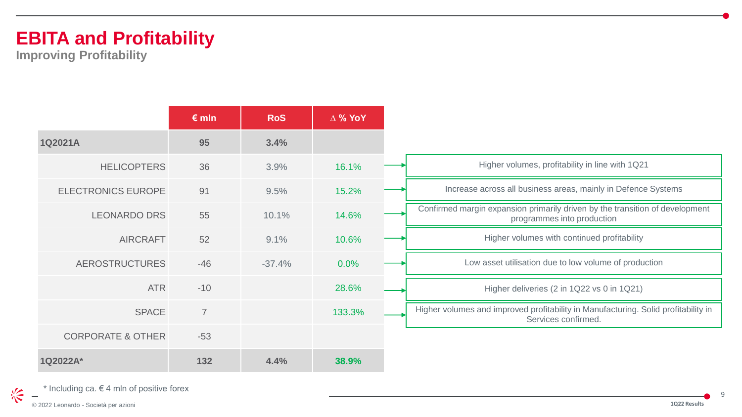# EBITA and Profitability

## Improving Profitability

| | € mln | RoS | ∆ % YoY | |
|---|---|---|---|---|
| **1Q2021A** | **95** | **3.4%** | | |
| HELICOPTERS | 36 | 3.9% | 16.1% | Higher volumes, profitability in line with 1Q21 |
| ELECTRONICS EUROPE | 91 | 9.5% | 15.2% | Increase across all business areas, mainly in Defence Systems |
| LEONARDO DRS | 55 | 10.1% | 14.6% | Confirmed margin expansion primarily driven by the transition of development programmes into production |
| AIRCRAFT | 52 | 9.1% | 10.6% | Higher volumes with continued profitability |
| AEROSTRUCTURES | -46 | -37.4% | 0.0% | Low asset utilisation due to low volume of production |
| ATR | -10 | | 28.6% | Higher deliveries (2 in 1Q22 vs 0 in 1Q21) |
| SPACE | 7 | | 133.3% | Higher volumes and improved profitability in Manufacturing. Solid profitability in Services confirmed. |
| CORPORATE & OTHER | -53 | | | |
| **1Q2022A*** | **132** | **4.4%** | **38.9%** | |

* Including ca. € 4 mln of positive forex

© 2022 Leonardo - Società per azioni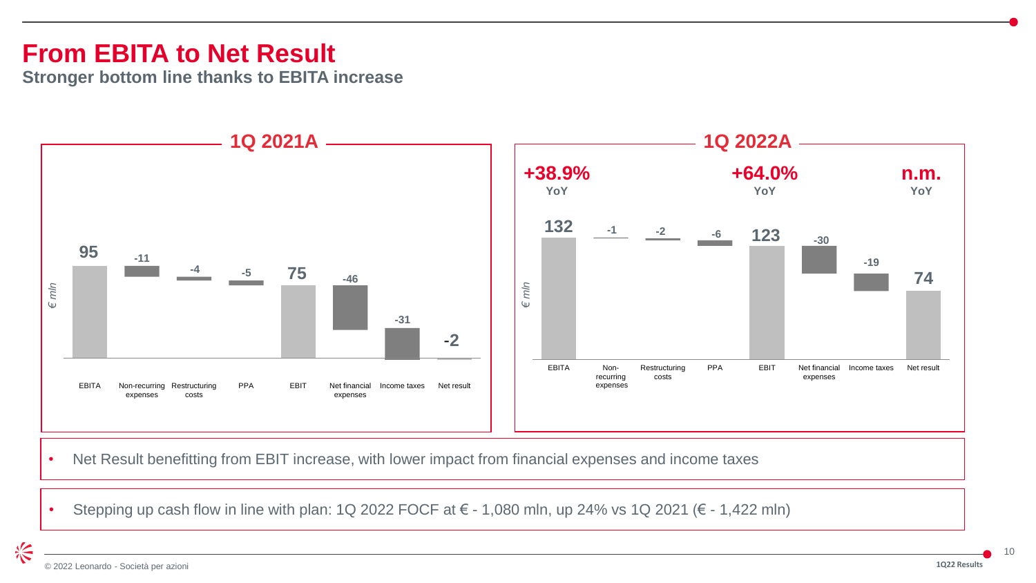# From EBITA to Net Result

**Stronger bottom line thanks to EBITA increase**

## 1Q 2021A

€ mln

| EBITA | Non-recurring expenses | Restructuring costs | PPA | EBIT | Net financial expenses | Income taxes | Net result |
|---|---|---|---|---|---|---|---|
| 95 | -11 | -4 | -5 | 75 | -46 | -31 | -2 |

## 1Q 2022A

€ mln

| EBITA | Non-recurring expenses | Restructuring costs | PPA | EBIT | Net financial expenses | Income taxes | Net result |
|---|---|---|---|---|---|---|---|
| 132 | -1 | -2 | -6 | 123 | -30 | -19 | 74 |

EBITA: **+38.9% YoY** · EBIT: **+64.0% YoY** · Net result: **n.m. YoY**

- Net Result benefitting from EBIT increase, with lower impact from financial expenses and income taxes

- Stepping up cash flow in line with plan: 1Q 2022 FOCF at € - 1,080 mln, up 24% vs 1Q 2021 (€ - 1,422 mln)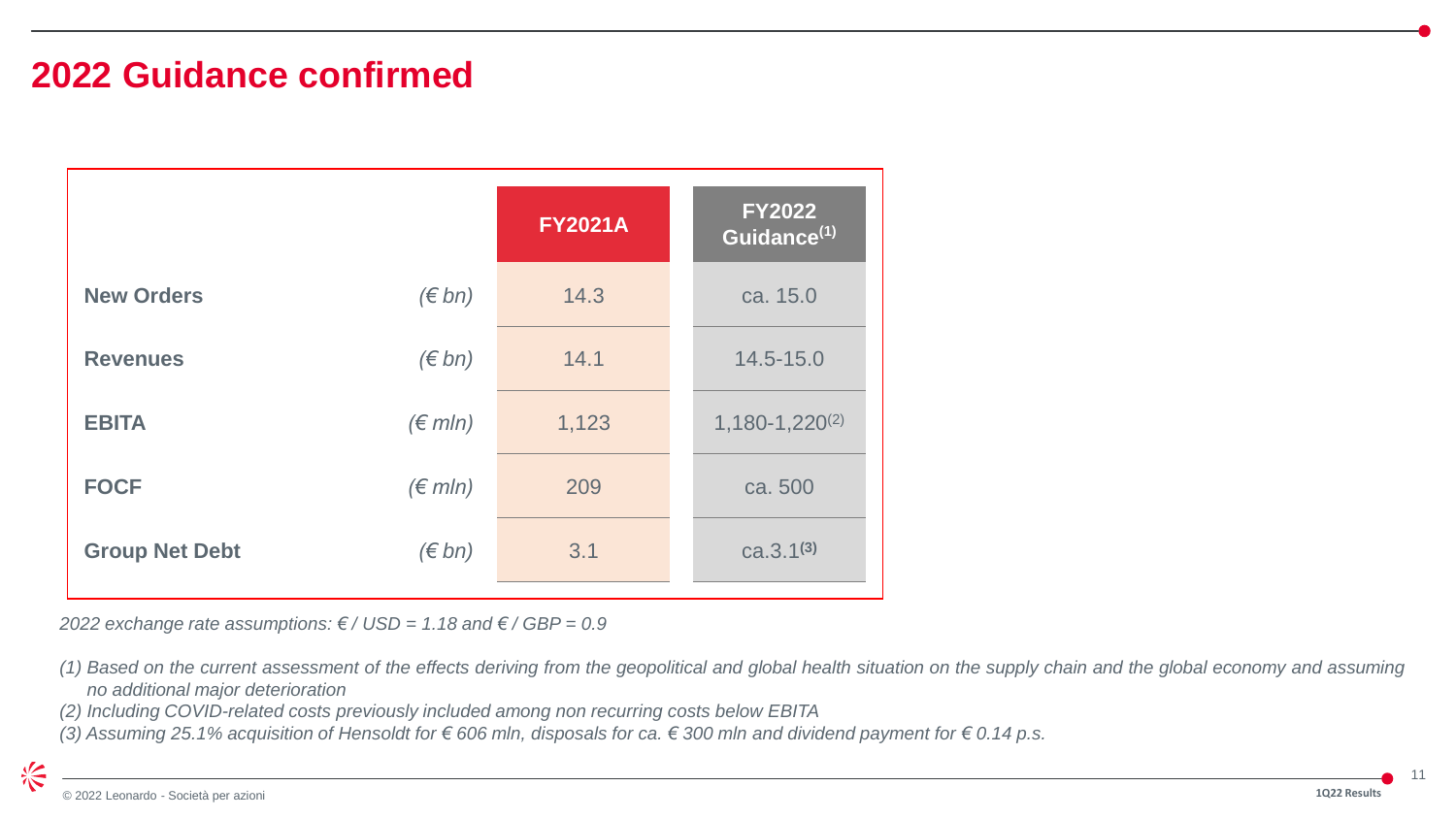# 2022 Guidance confirmed

| | | FY2021A | FY2022 Guidance[1] |
|---|---|---|---|
| **New Orders** | *(€ bn)* | 14.3 | ca. 15.0 |
| **Revenues** | *(€ bn)* | 14.1 | 14.5-15.0 |
| **EBITA** | *(€ mln)* | 1,123 | 1,180-1,220[2] |
| **FOCF** | *(€ mln)* | 209 | ca. 500 |
| **Group Net Debt** | *(€ bn)* | 3.1 | ca.3.1[3] |

*2022 exchange rate assumptions: € / USD = 1.18 and € / GBP = 0.9*

*(1) Based on the current assessment of the effects deriving from the geopolitical and global health situation on the supply chain and the global economy and assuming no additional major deterioration*

*(2) Including COVID-related costs previously included among non recurring costs below EBITA*

*(3) Assuming 25.1% acquisition of Hensoldt for € 606 mln, disposals for ca. € 300 mln and dividend payment for € 0.14 p.s.*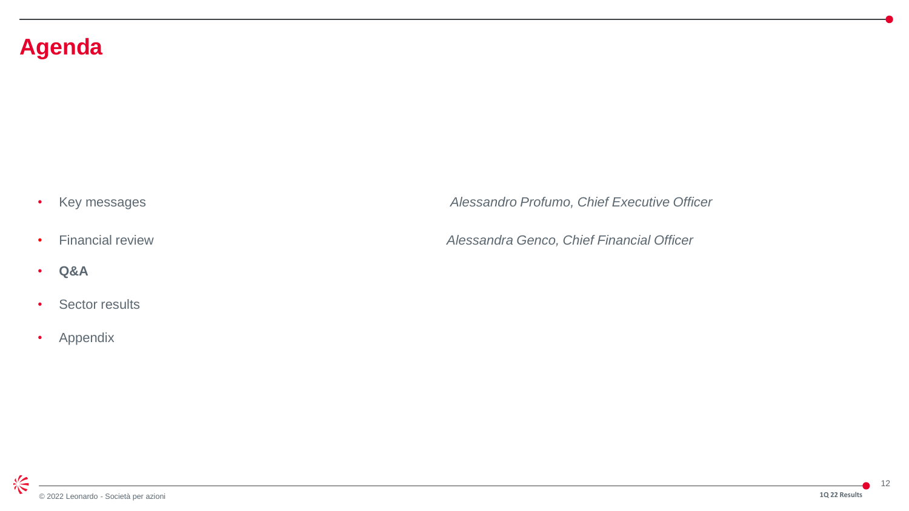# Agenda

- Key messages — *Alessandro Profumo, Chief Executive Officer*
- Financial review — *Alessandra Genco, Chief Financial Officer*
- **Q&A**
- Sector results
- Appendix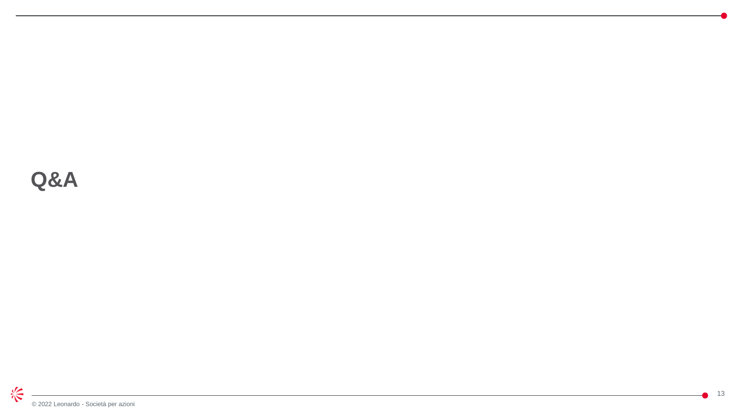# Q&A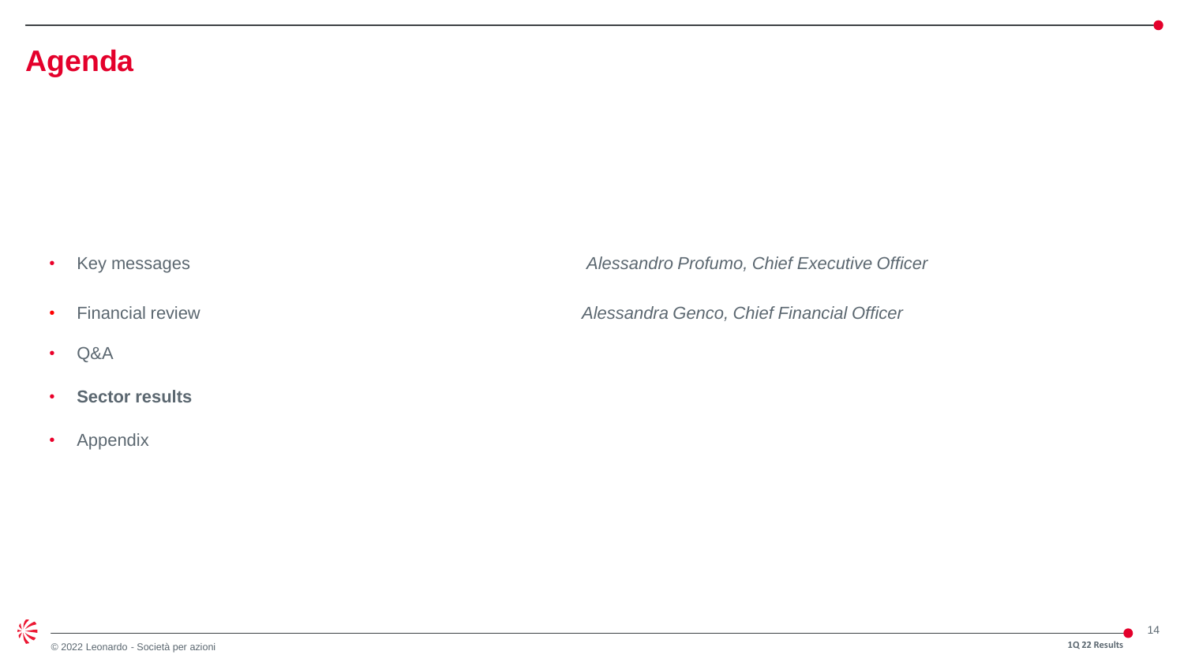# Agenda

- Key messages *Alessandro Profumo, Chief Executive Officer*
- Financial review *Alessandra Genco, Chief Financial Officer*
- Q&A
- **Sector results**
- Appendix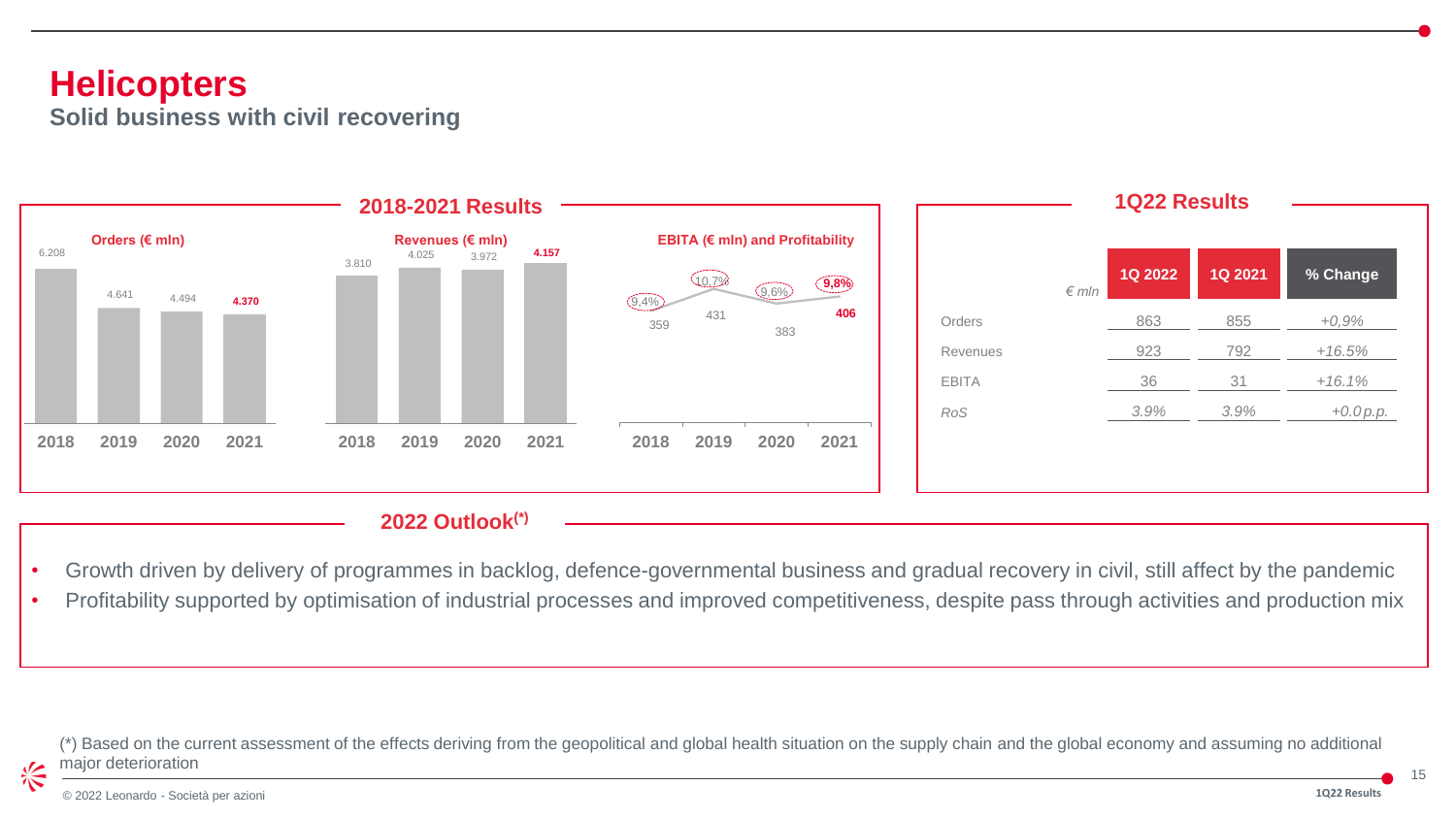# Helicopters

## Solid business with civil recovering

### 2018-2021 Results

**Orders (€ mln)**

| 2018 | 2019 | 2020 | 2021 |
|---|---|---|---|
| 6.208 | 4.641 | 4.494 | **4.370** |

**Revenues (€ mln)**

| 2018 | 2019 | 2020 | 2021 |
|---|---|---|---|
| 3.810 | 4.025 | 3.972 | **4.157** |

**EBITA (€ mln) and Profitability**

| | 2018 | 2019 | 2020 | 2021 |
|---|---|---|---|---|
| EBITA | 359 | 431 | 383 | **406** |
| Profitability | 9,4% | 10,7% | 9,6% | **9,8%** |

### 1Q22 Results

| *€ mln* | 1Q 2022 | 1Q 2021 | % Change |
|---|---|---|---|
| Orders | 863 | 855 | *+0,9%* |
| Revenues | 923 | 792 | *+16.5%* |
| EBITA | 36 | 31 | *+16.1%* |
| *RoS* | *3.9%* | *3.9%* | *+0.0 p.p.* |

### 2022 Outlook(*)

- Growth driven by delivery of programmes in backlog, defence-governmental business and gradual recovery in civil, still affect by the pandemic
- Profitability supported by optimisation of industrial processes and improved competitiveness, despite pass through activities and production mix

(*) Based on the current assessment of the effects deriving from the geopolitical and global health situation on the supply chain and the global economy and assuming no additional major deterioration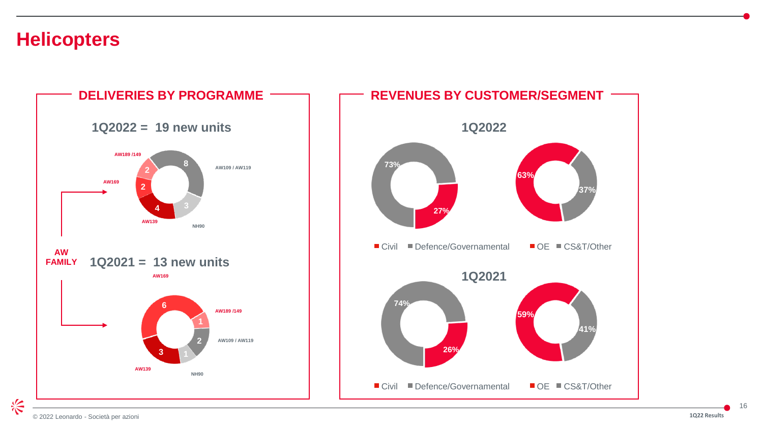# Helicopters

## DELIVERIES BY PROGRAMME

**1Q2022 = 19 new units**

| Programme | Units |
|---|---|
| AW109 / AW119 | 8 |
| NH90 | 3 |
| AW139 | 4 |
| AW169 | 2 |
| AW189 /149 | 2 |

**AW FAMILY**

**1Q2021 = 13 new units**

| Programme | Units |
|---|---|
| AW169 | 6 |
| AW189 /149 | 1 |
| AW109 / AW119 | 2 |
| NH90 | 1 |
| AW139 | 3 |

## REVENUES BY CUSTOMER/SEGMENT

**1Q2022**

| Civil | Defence/Governamental |
|---|---|
| 27% | 73% |

| OE | CS&T/Other |
|---|---|
| 63% | 37% |

**1Q2021**

| Civil | Defence/Governamental |
|---|---|
| 26% | 74% |

| OE | CS&T/Other |
|---|---|
| 59% | 41% |

© 2022 Leonardo - Società per azioni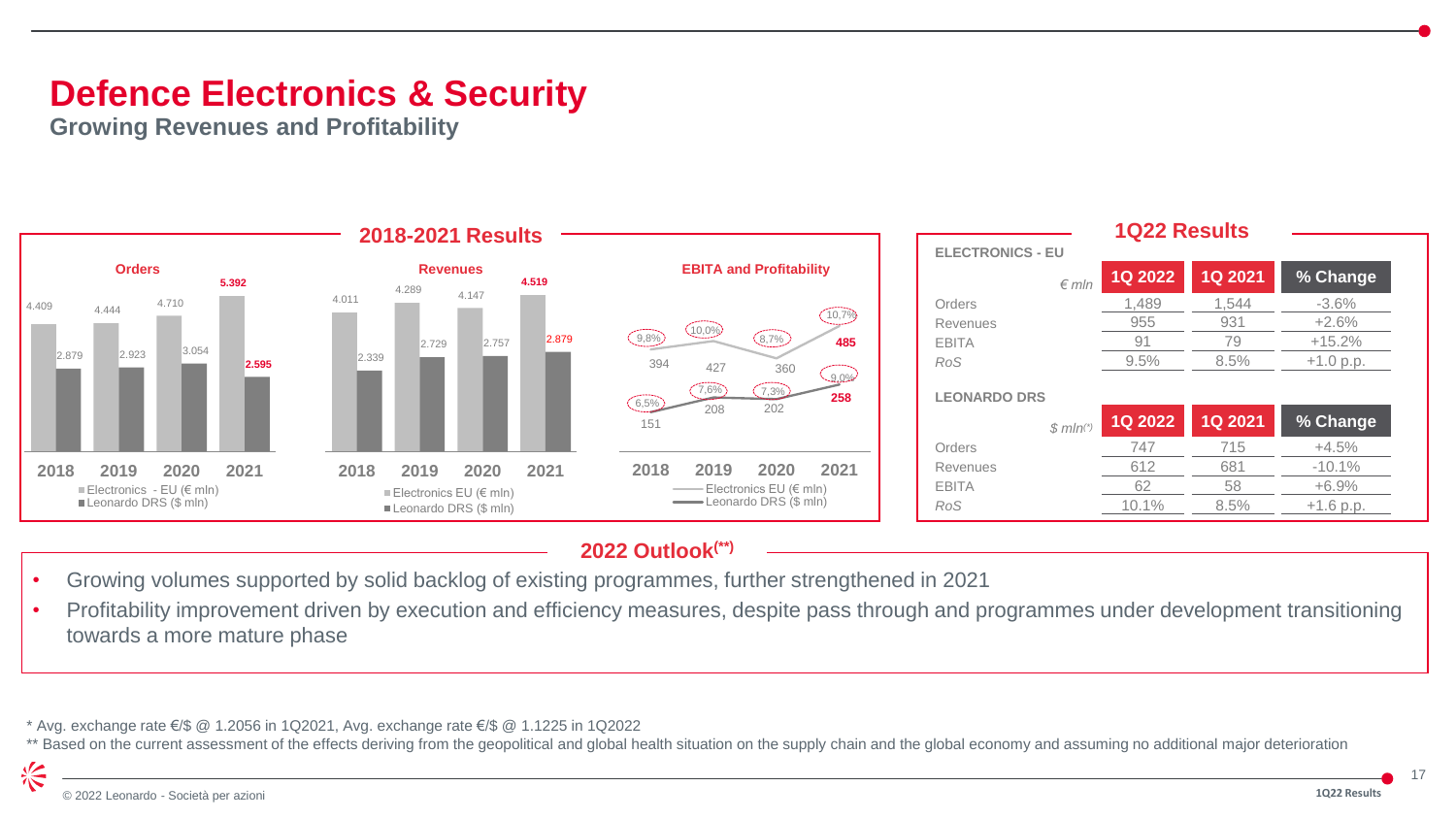# Defence Electronics & Security

## Growing Revenues and Profitability

### 2018-2021 Results

**Orders**

| | 2018 | 2019 | 2020 | 2021 |
|---|---|---|---|---|
| Electronics - EU (€ mln) | 4.409 | 4.444 | 4.710 | 5.392 |
| Leonardo DRS ($ mln) | 2.879 | 2.923 | 3.054 | 2.595 |

**Revenues**

| | 2018 | 2019 | 2020 | 2021 |
|---|---|---|---|---|
| Electronics EU (€ mln) | 4.011 | 4.289 | 4.147 | 4.519 |
| Leonardo DRS ($ mln) | 2.339 | 2.729 | 2.757 | 2.879 |

**EBITA and Profitability**

| | 2018 | 2019 | 2020 | 2021 |
|---|---|---|---|---|
| Electronics EU (€ mln) | 394 (9,8%) | 427 (10,0%) | 360 (8,7%) | 485 (10,7%) |
| Leonardo DRS ($ mln) | 151 (6,5%) | 208 (7,6%) | 202 (7,3%) | 258 (9,0%) |

### 1Q22 Results

**ELECTRONICS - EU**

| € mln | 1Q 2022 | 1Q 2021 | % Change |
|---|---|---|---|
| Orders | 1,489 | 1,544 | -3.6% |
| Revenues | 955 | 931 | +2.6% |
| EBITA | 91 | 79 | +15.2% |
| *RoS* | 9.5% | 8.5% | +1.0 p.p. |

**LEONARDO DRS**

| $ mln(*) | 1Q 2022 | 1Q 2021 | % Change |
|---|---|---|---|
| Orders | 747 | 715 | +4.5% |
| Revenues | 612 | 681 | -10.1% |
| EBITA | 62 | 58 | +6.9% |
| *RoS* | 10.1% | 8.5% | +1.6 p.p. |

### 2022 Outlook(**)

- Growing volumes supported by solid backlog of existing programmes, further strengthened in 2021
- Profitability improvement driven by execution and efficiency measures, despite pass through and programmes under development transitioning towards a more mature phase

\* Avg. exchange rate €/$ @ 1.2056 in 1Q2021, Avg. exchange rate €/$ @ 1.1225 in 1Q2022

** Based on the current assessment of the effects deriving from the geopolitical and global health situation on the supply chain and the global economy and assuming no additional major deterioration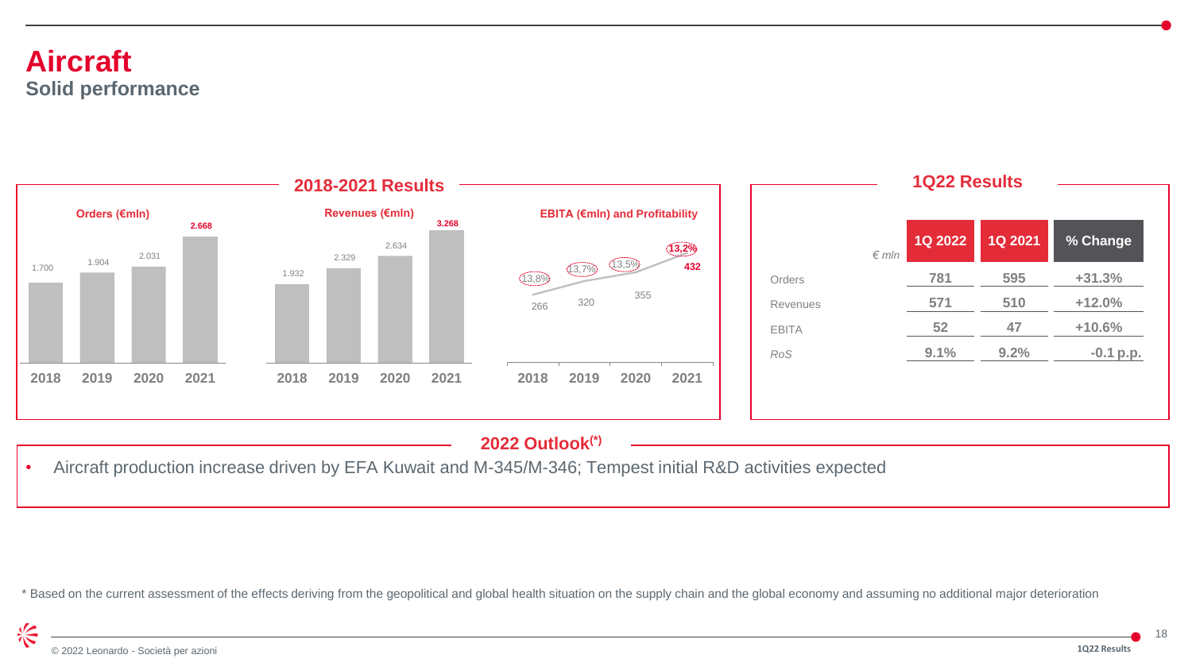# Aircraft

## Solid performance

### 2018-2021 Results

**Orders (€mln)**

| | 2018 | 2019 | 2020 | 2021 |
|---|---|---|---|---|
| Orders | 1.700 | 1.904 | 2.031 | 2.668 |

**Revenues (€mln)**

| | 2018 | 2019 | 2020 | 2021 |
|---|---|---|---|---|
| Revenues | 1.932 | 2.329 | 2.634 | 3.268 |

**EBITA (€mln) and Profitability**

| | 2018 | 2019 | 2020 | 2021 |
|---|---|---|---|---|
| EBITA | 266 | 320 | 355 | 432 |
| Profitability | 13,8% | 13,7% | 13,5% | 13,2% |

### 1Q22 Results

| *€ mln* | 1Q 2022 | 1Q 2021 | % Change |
|---|---|---|---|
| Orders | 781 | 595 | +31.3% |
| Revenues | 571 | 510 | +12.0% |
| EBITA | 52 | 47 | +10.6% |
| *RoS* | 9.1% | 9.2% | -0.1 p.p. |

### 2022 Outlook(*)

- Aircraft production increase driven by EFA Kuwait and M-345/M-346; Tempest initial R&D activities expected

\* Based on the current assessment of the effects deriving from the geopolitical and global health situation on the supply chain and the global economy and assuming no additional major deterioration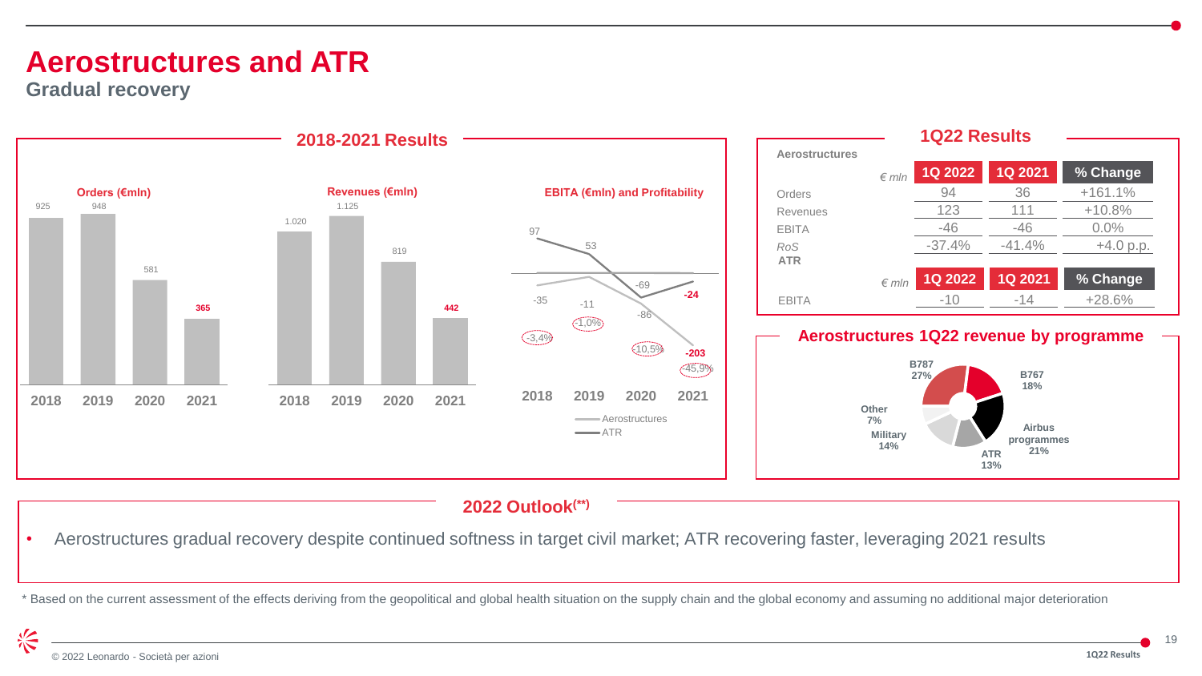# Aerostructures and ATR

## Gradual recovery

### 2018-2021 Results

**Orders (€mln)**

| 2018 | 2019 | 2020 | 2021 |
|---|---|---|---|
| 925 | 948 | 581 | 365 |

**Revenues (€mln)**

| 2018 | 2019 | 2020 | 2021 |
|---|---|---|---|
| 1.020 | 1.125 | 819 | 442 |

**EBITA (€mln) and Profitability**

| | 2018 | 2019 | 2020 | 2021 |
|---|---|---|---|---|
| Aerostructures | -35 | -11 | -86 | -203 |
| Aerostructures RoS | -3,4% | -1,0% | -10,5% | -45,9% |
| ATR | 97 | 53 | -69 | -24 |

### 1Q22 Results

**Aerostructures**

| € mln | 1Q 2022 | 1Q 2021 | % Change |
|---|---|---|---|
| Orders | 94 | 36 | +161.1% |
| Revenues | 123 | 111 | +10.8% |
| EBITA | -46 | -46 | 0.0% |
| *RoS* | -37.4% | -41.4% | +4.0 p.p. |

**ATR**

| € mln | 1Q 2022 | 1Q 2021 | % Change |
|---|---|---|---|
| EBITA | -10 | -14 | +28.6% |

### Aerostructures 1Q22 revenue by programme

- B787 27%
- B767 18%
- Airbus programmes 21%
- ATR 13%
- Military 14%
- Other 7%

### 2022 Outlook(**)

- Aerostructures gradual recovery despite continued softness in target civil market; ATR recovering faster, leveraging 2021 results

* Based on the current assessment of the effects deriving from the geopolitical and global health situation on the supply chain and the global economy and assuming no additional major deterioration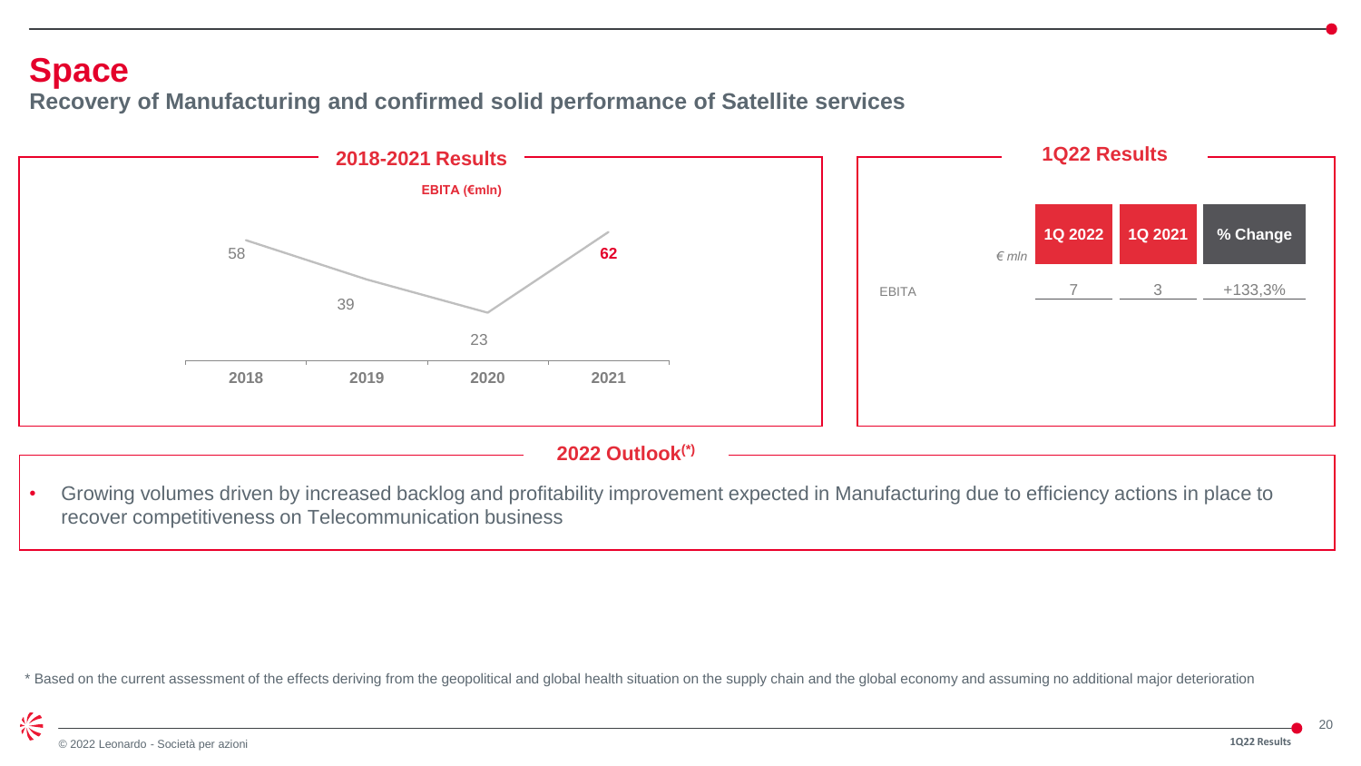# Space

## Recovery of Manufacturing and confirmed solid performance of Satellite services

### 2018-2021 Results

**EBITA (€mln)**

| 2018 | 2019 | 2020 | 2021 |
|---|---|---|---|
| 58 | 39 | 23 | **62** |

### 1Q22 Results

| *€ mln* | 1Q 2022 | 1Q 2021 | % Change |
|---|---|---|---|
| EBITA | 7 | 3 | +133,3% |

### 2022 Outlook(*)

- Growing volumes driven by increased backlog and profitability improvement expected in Manufacturing due to efficiency actions in place to recover competitiveness on Telecommunication business

\* Based on the current assessment of the effects deriving from the geopolitical and global health situation on the supply chain and the global economy and assuming no additional major deterioration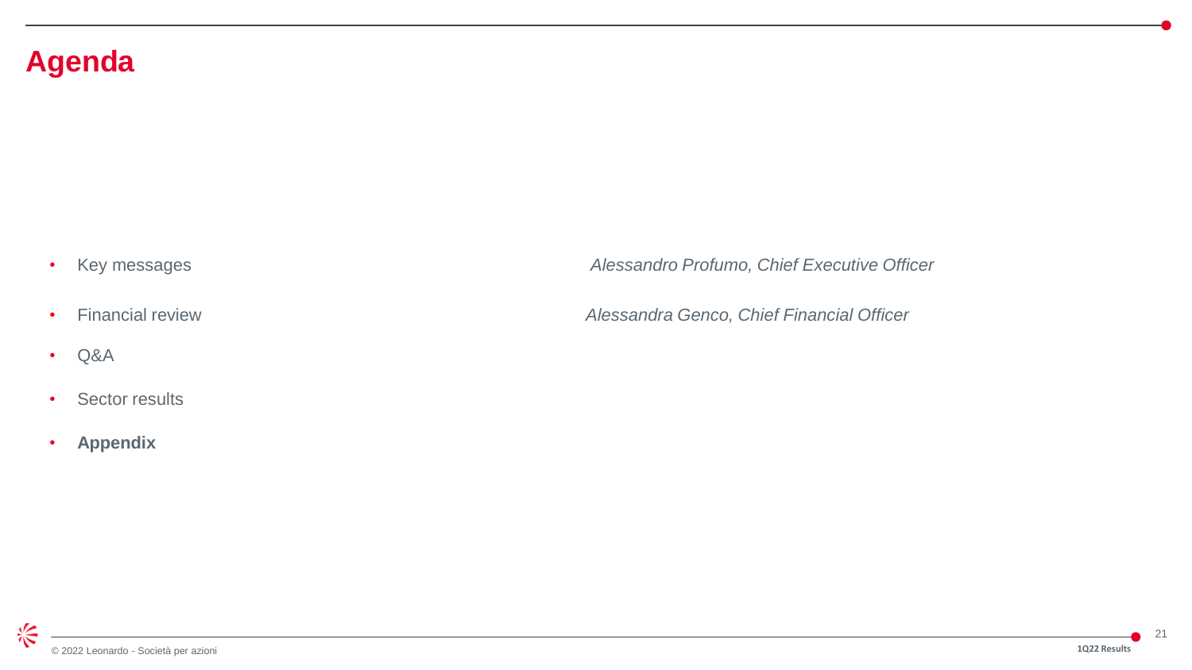# Agenda

- Key messages — *Alessandro Profumo, Chief Executive Officer*
- Financial review — *Alessandra Genco, Chief Financial Officer*
- Q&A
- Sector results
- **Appendix**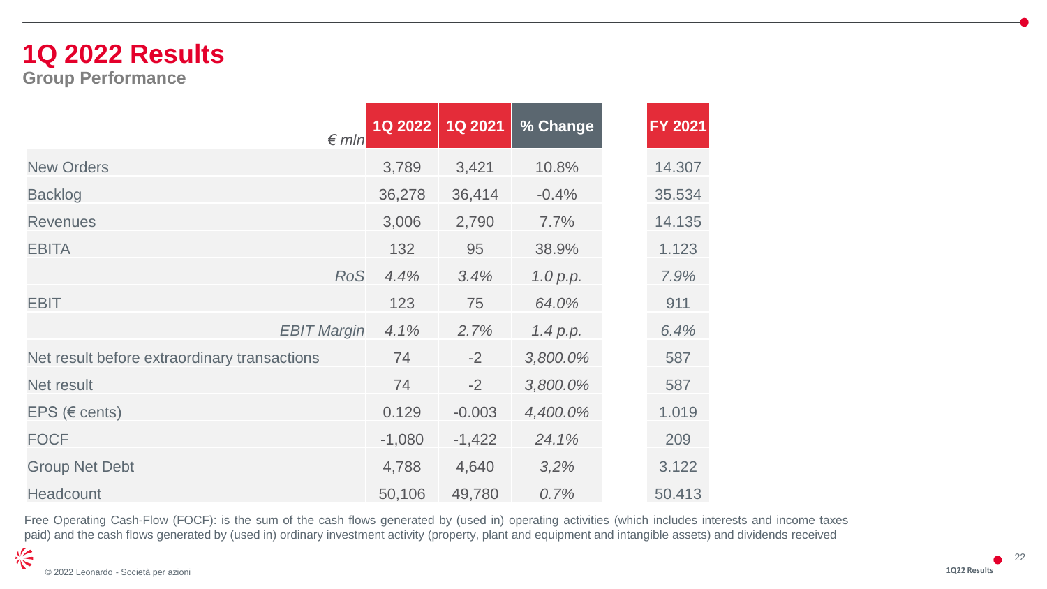# 1Q 2022 Results

## Group Performance

| *€ mln* | 1Q 2022 | 1Q 2021 | % Change | FY 2021 |
|---|---|---|---|---|
| New Orders | 3,789 | 3,421 | 10.8% | 14.307 |
| Backlog | 36,278 | 36,414 | -0.4% | 35.534 |
| Revenues | 3,006 | 2,790 | 7.7% | 14.135 |
| EBITA | 132 | 95 | 38.9% | 1.123 |
| *RoS* | *4.4%* | *3.4%* | *1.0 p.p.* | *7.9%* |
| EBIT | 123 | 75 | *64.0%* | 911 |
| *EBIT Margin* | *4.1%* | *2.7%* | *1.4 p.p.* | *6.4%* |
| Net result before extraordinary transactions | 74 | -2 | *3,800.0%* | 587 |
| Net result | 74 | -2 | *3,800.0%* | 587 |
| EPS (€ cents) | 0.129 | -0.003 | *4,400.0%* | 1.019 |
| FOCF | -1,080 | -1,422 | *24.1%* | 209 |
| Group Net Debt | 4,788 | 4,640 | *3,2%* | 3.122 |
| Headcount | 50,106 | 49,780 | *0.7%* | 50.413 |

Free Operating Cash-Flow (FOCF): is the sum of the cash flows generated by (used in) operating activities (which includes interests and income taxes paid) and the cash flows generated by (used in) ordinary investment activity (property, plant and equipment and intangible assets) and dividends received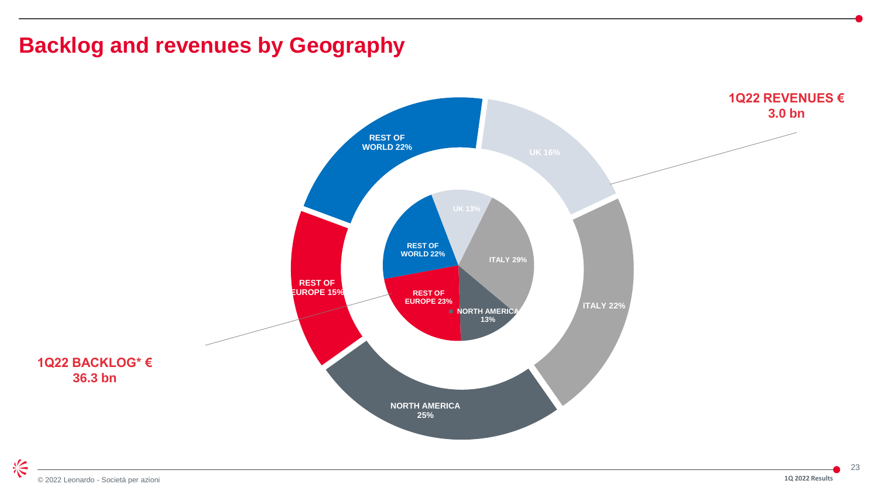# Backlog and revenues by Geography

**1Q22 REVENUES € 3.0 bn**

| Region | 1Q22 Revenues |
| --- | --- |
| UK | 16% |
| Italy | 22% |
| North America | 25% |
| Rest of Europe | 15% |
| Rest of World | 22% |

**1Q22 BACKLOG* € 36.3 bn**

| Region | 1Q22 Backlog* |
| --- | --- |
| UK | 13% |
| Italy | 29% |
| North America | 13% |
| Rest of Europe | 23% |
| Rest of World | 22% |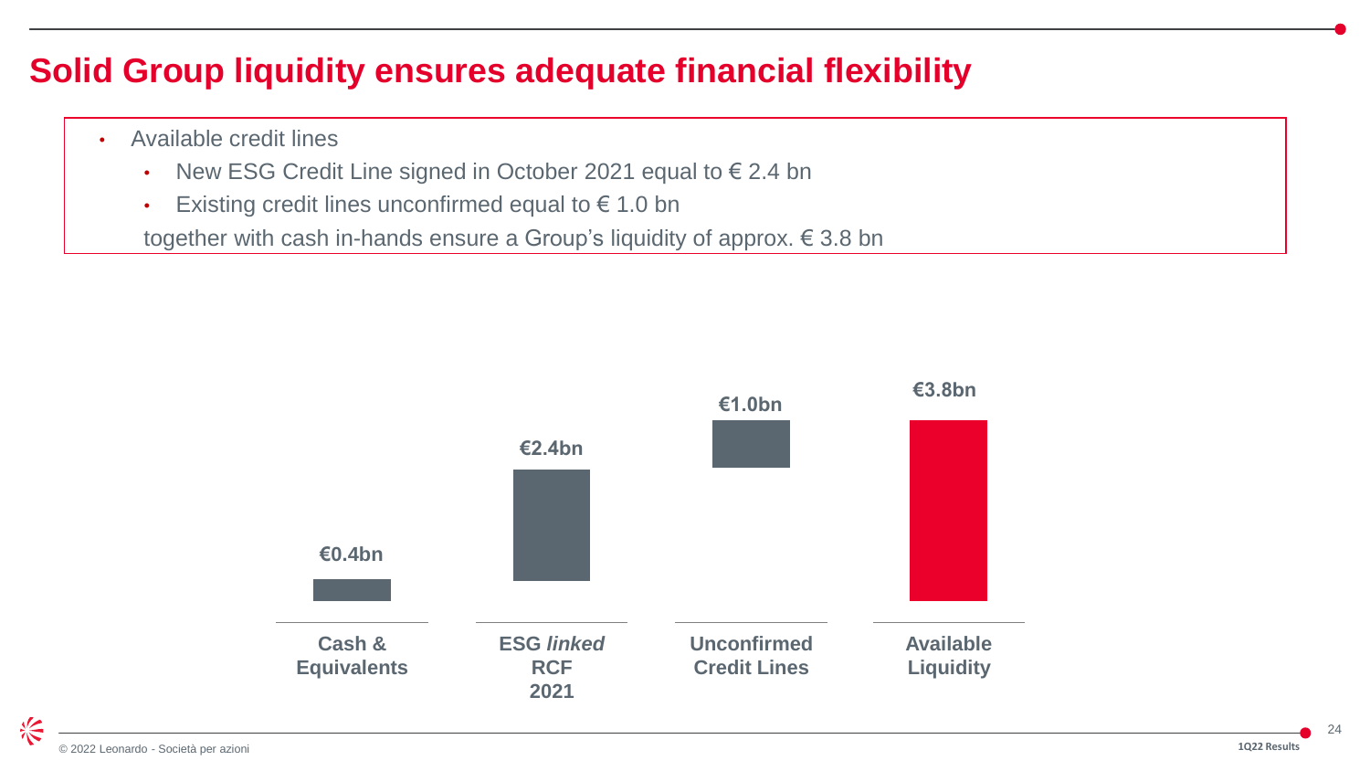# Solid Group liquidity ensures adequate financial flexibility

- Available credit lines
  - New ESG Credit Line signed in October 2021 equal to € 2.4 bn
  - Existing credit lines unconfirmed equal to € 1.0 bn

  together with cash in-hands ensure a Group's liquidity of approx. € 3.8 bn

| Cash & Equivalents | ESG *linked* RCF 2021 | Unconfirmed Credit Lines | Available Liquidity |
|---|---|---|---|
| €0.4bn | €2.4bn | €1.0bn | €3.8bn |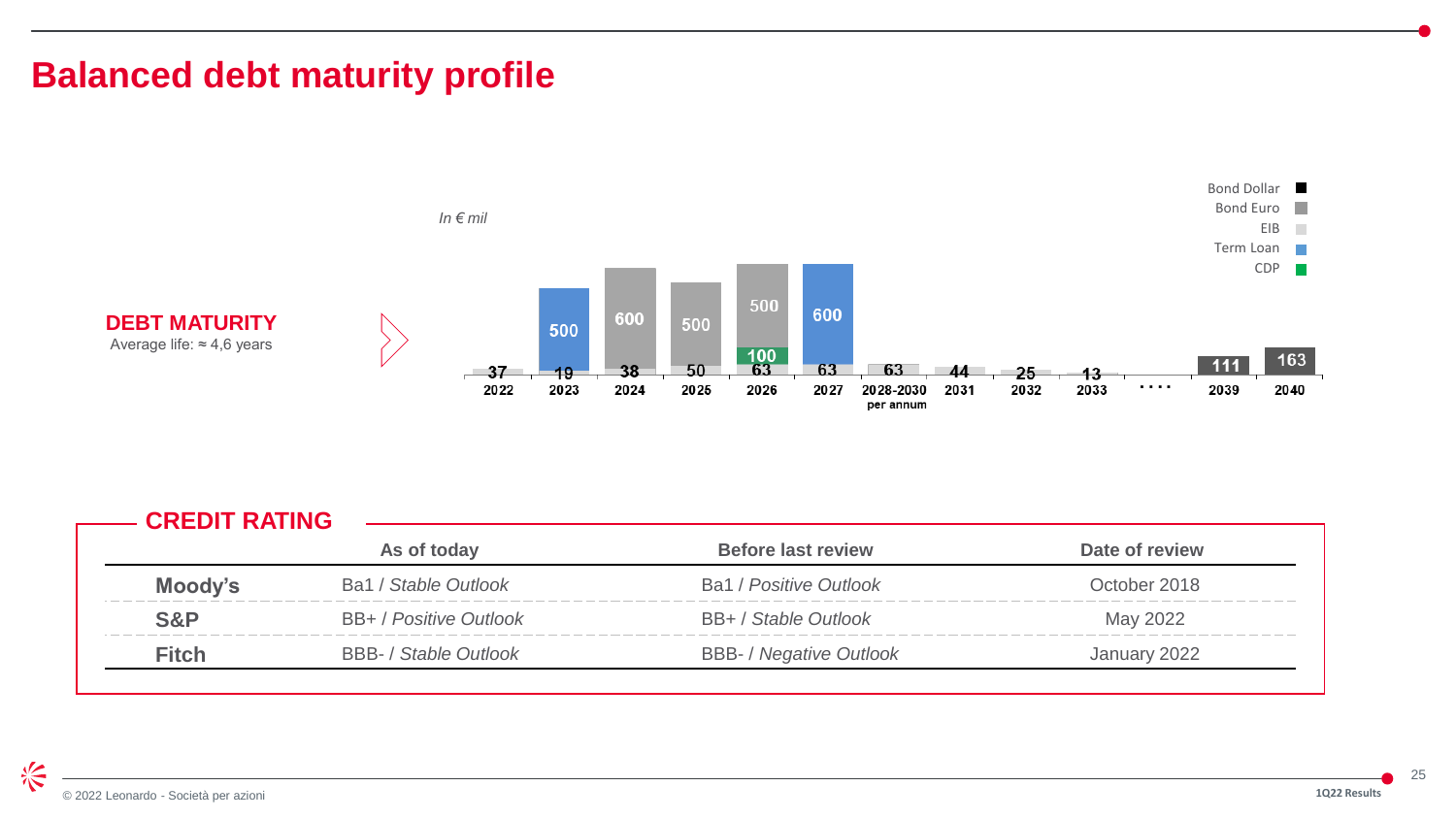# Balanced debt maturity profile

**DEBT MATURITY**
Average life: ≈ 4,6 years

*In € mil*

| Year | EIB | Term Loan | Bond Euro | CDP | Bond Dollar |
|---|---|---|---|---|---|
| 2022 | 37 | | | | |
| 2023 | 19 | 500 | | | |
| 2024 | 38 | | 600 | | |
| 2025 | 50 | | 500 | | |
| 2026 | 63 | | 500 | 100 | |
| 2027 | 63 | 600 | | | |
| 2028-2030 per annum | 63 | | | | |
| 2031 | 44 | | | | |
| 2032 | 25 | | | | |
| 2033 | 13 | | | | |
| .... | | | | | |
| 2039 | | | | | 111 |
| 2040 | | | | | 163 |

Legend: Bond Dollar, Bond Euro, EIB, Term Loan, CDP

## CREDIT RATING

| | As of today | Before last review | Date of review |
|---|---|---|---|
| **Moody's** | Ba1 / *Stable Outlook* | Ba1 / *Positive Outlook* | October 2018 |
| **S&P** | BB+ / *Positive Outlook* | BB+ / *Stable Outlook* | May 2022 |
| **Fitch** | BBB- / *Stable Outlook* | BBB- / *Negative Outlook* | January 2022 |

© 2022 Leonardo - Società per azioni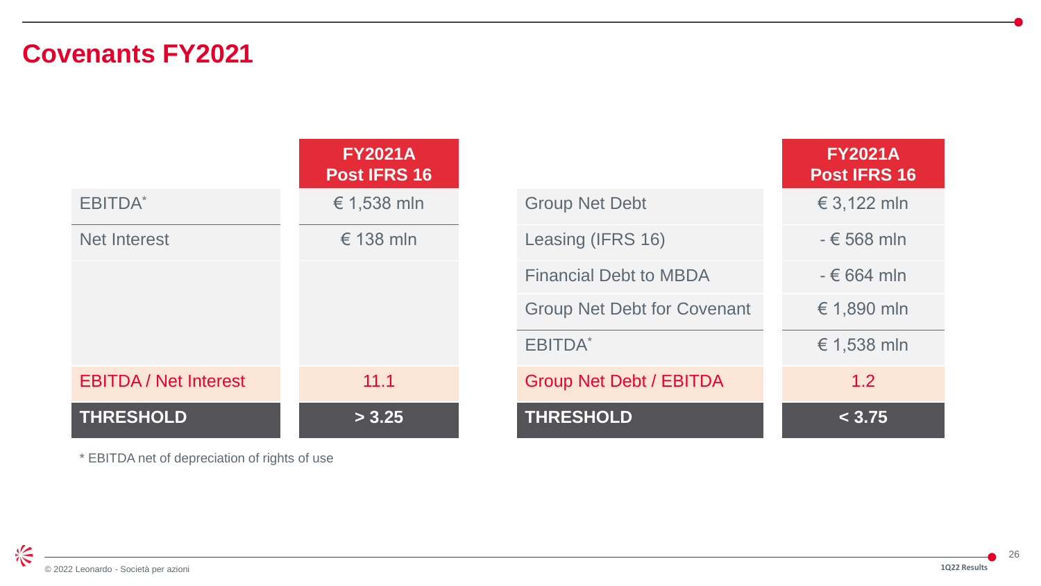# Covenants FY2021

| | FY2021A Post IFRS 16 |
|---|---|
| EBITDA* | € 1,538 mln |
| Net Interest | € 138 mln |
| **EBITDA / Net Interest** | **11.1** |
| **THRESHOLD** | **> 3.25** |

| | FY2021A Post IFRS 16 |
|---|---|
| Group Net Debt | € 3,122 mln |
| Leasing (IFRS 16) | - € 568 mln |
| Financial Debt to MBDA | - € 664 mln |
| Group Net Debt for Covenant | € 1,890 mln |
| EBITDA* | € 1,538 mln |
| **Group Net Debt / EBITDA** | **1.2** |
| **THRESHOLD** | **< 3.75** |

* EBITDA net of depreciation of rights of use

© 2022 Leonardo - Società per azioni

1Q22 Results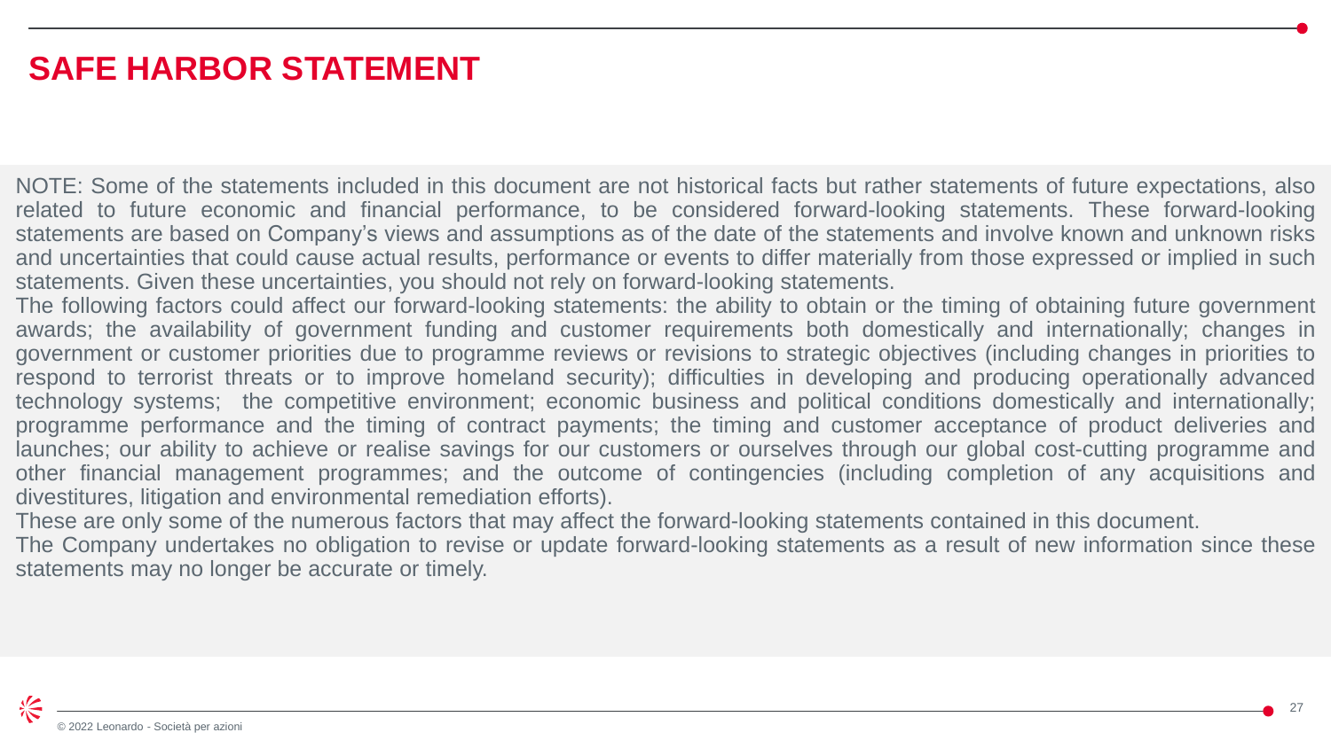# SAFE HARBOR STATEMENT

NOTE: Some of the statements included in this document are not historical facts but rather statements of future expectations, also related to future economic and financial performance, to be considered forward-looking statements. These forward-looking statements are based on Company's views and assumptions as of the date of the statements and involve known and unknown risks and uncertainties that could cause actual results, performance or events to differ materially from those expressed or implied in such statements. Given these uncertainties, you should not rely on forward-looking statements.

The following factors could affect our forward-looking statements: the ability to obtain or the timing of obtaining future government awards; the availability of government funding and customer requirements both domestically and internationally; changes in government or customer priorities due to programme reviews or revisions to strategic objectives (including changes in priorities to respond to terrorist threats or to improve homeland security); difficulties in developing and producing operationally advanced technology systems; the competitive environment; economic business and political conditions domestically and internationally; programme performance and the timing of contract payments; the timing and customer acceptance of product deliveries and launches; our ability to achieve or realise savings for our customers or ourselves through our global cost-cutting programme and other financial management programmes; and the outcome of contingencies (including completion of any acquisitions and divestitures, litigation and environmental remediation efforts).

These are only some of the numerous factors that may affect the forward-looking statements contained in this document.

The Company undertakes no obligation to revise or update forward-looking statements as a result of new information since these statements may no longer be accurate or timely.

© 2022 Leonardo - Società per azioni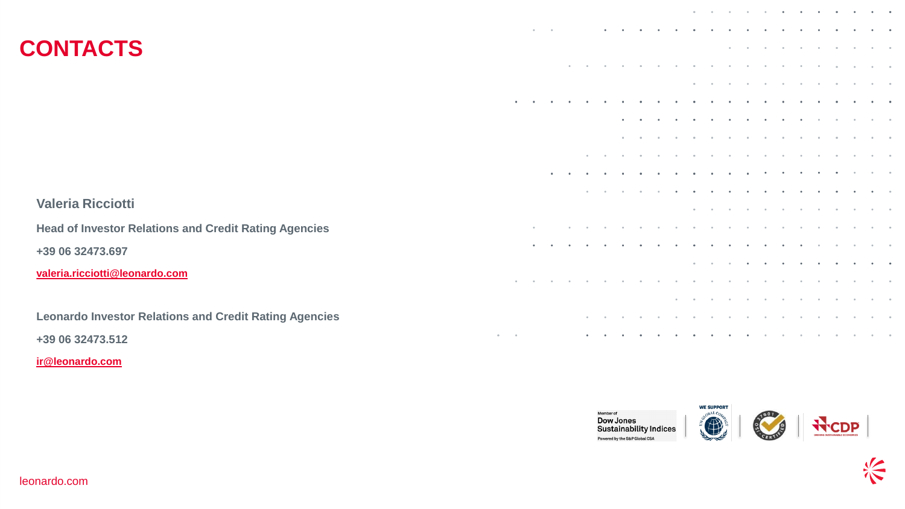# CONTACTS

**Valeria Ricciotti**

**Head of Investor Relations and Credit Rating Agencies**

**+39 06 32473.697**

**valeria.ricciotti@leonardo.com**

**Leonardo Investor Relations and Credit Rating Agencies**

**+39 06 32473.512**

**ir@leonardo.com**

leonardo.com